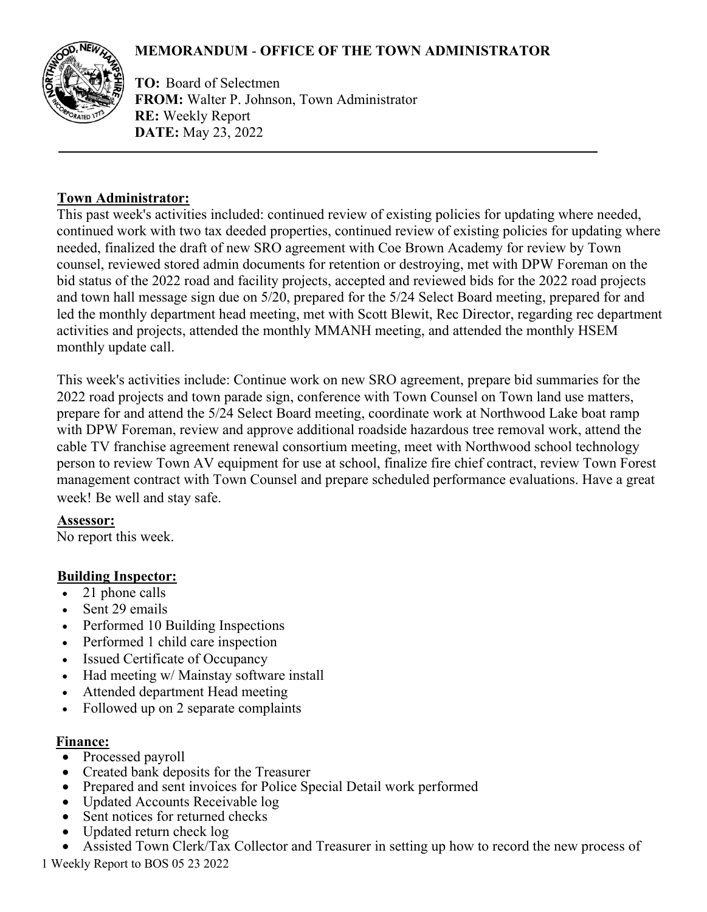# MEMORANDUM - OFFICE OF THE TOWN ADMINISTRATOR

**TO:** Board of Selectmen
**FROM:** Walter P. Johnson, Town Administrator
**RE:** Weekly Report
**DATE:** May 23, 2022

---

## Town Administrator:

This past week's activities included: continued review of existing policies for updating where needed, continued work with two tax deeded properties, continued review of existing policies for updating where needed, finalized the draft of new SRO agreement with Coe Brown Academy for review by Town counsel, reviewed stored admin documents for retention or destroying, met with DPW Foreman on the bid status of the 2022 road and facility projects, accepted and reviewed bids for the 2022 road projects and town hall message sign due on 5/20, prepared for the 5/24 Select Board meeting, prepared for and led the monthly department head meeting, met with Scott Blewit, Rec Director, regarding rec department activities and projects, attended the monthly MMANH meeting, and attended the monthly HSEM monthly update call.

This week's activities include: Continue work on new SRO agreement, prepare bid summaries for the 2022 road projects and town parade sign, conference with Town Counsel on Town land use matters, prepare for and attend the 5/24 Select Board meeting, coordinate work at Northwood Lake boat ramp with DPW Foreman, review and approve additional roadside hazardous tree removal work, attend the cable TV franchise agreement renewal consortium meeting, meet with Northwood school technology person to review Town AV equipment for use at school, finalize fire chief contract, review Town Forest management contract with Town Counsel and prepare scheduled performance evaluations. Have a great week! Be well and stay safe.

## Assessor:

No report this week.

## Building Inspector:

- 21 phone calls
- Sent 29 emails
- Performed 10 Building Inspections
- Performed 1 child care inspection
- Issued Certificate of Occupancy
- Had meeting w/ Mainstay software install
- Attended department Head meeting
- Followed up on 2 separate complaints

## Finance:

- Processed payroll
- Created bank deposits for the Treasurer
- Prepared and sent invoices for Police Special Detail work performed
- Updated Accounts Receivable log
- Sent notices for returned checks
- Updated return check log
- Assisted Town Clerk/Tax Collector and Treasurer in setting up how to record the new process of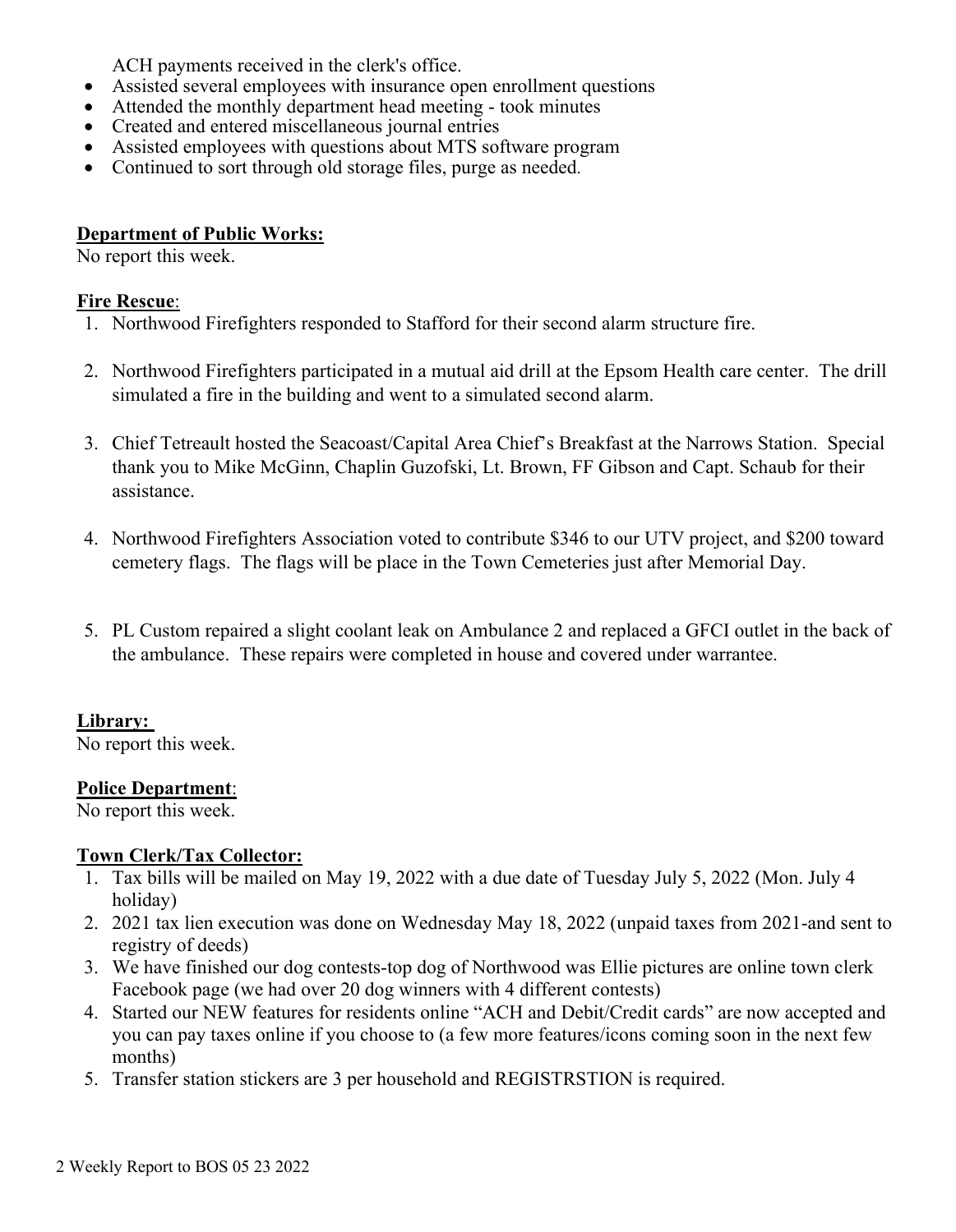ACH payments received in the clerk's office.

- Assisted several employees with insurance open enrollment questions
- Attended the monthly department head meeting - took minutes
- Created and entered miscellaneous journal entries
- Assisted employees with questions about MTS software program
- Continued to sort through old storage files, purge as needed.

**Department of Public Works:**
No report this week.

**Fire Rescue**:

1. Northwood Firefighters responded to Stafford for their second alarm structure fire.

2. Northwood Firefighters participated in a mutual aid drill at the Epsom Health care center. The drill simulated a fire in the building and went to a simulated second alarm.

3. Chief Tetreault hosted the Seacoast/Capital Area Chief's Breakfast at the Narrows Station. Special thank you to Mike McGinn, Chaplin Guzofski, Lt. Brown, FF Gibson and Capt. Schaub for their assistance.

4. Northwood Firefighters Association voted to contribute $346 to our UTV project, and $200 toward cemetery flags. The flags will be place in the Town Cemeteries just after Memorial Day.

5. PL Custom repaired a slight coolant leak on Ambulance 2 and replaced a GFCI outlet in the back of the ambulance. These repairs were completed in house and covered under warrantee.

**Library:**
No report this week.

**Police Department**:
No report this week.

**Town Clerk/Tax Collector:**

1. Tax bills will be mailed on May 19, 2022 with a due date of Tuesday July 5, 2022 (Mon. July 4 holiday)
2. 2021 tax lien execution was done on Wednesday May 18, 2022 (unpaid taxes from 2021-and sent to registry of deeds)
3. We have finished our dog contests-top dog of Northwood was Ellie pictures are online town clerk Facebook page (we had over 20 dog winners with 4 different contests)
4. Started our NEW features for residents online "ACH and Debit/Credit cards" are now accepted and you can pay taxes online if you choose to (a few more features/icons coming soon in the next few months)
5. Transfer station stickers are 3 per household and REGISTRSTION is required.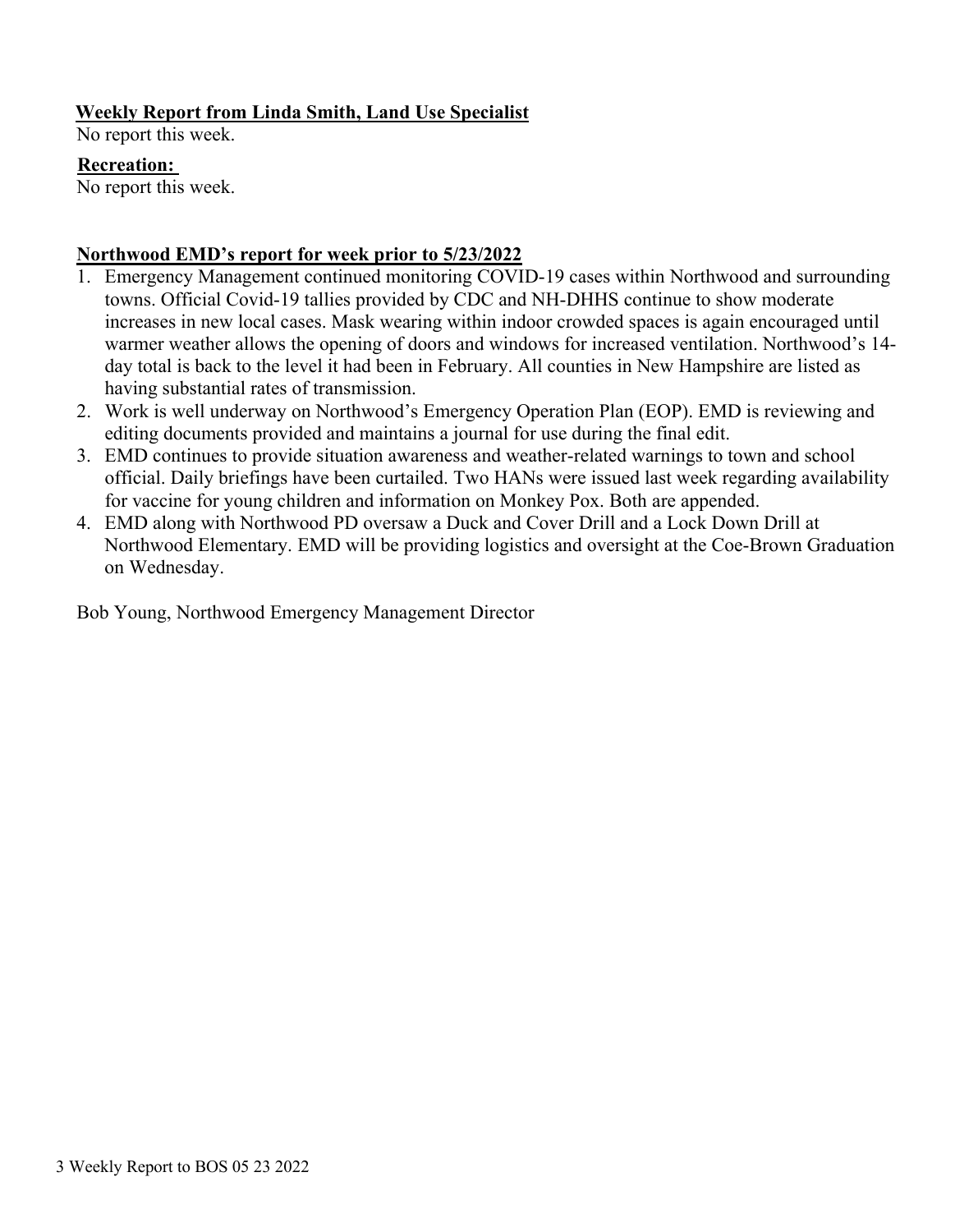**Weekly Report from Linda Smith, Land Use Specialist**

No report this week.

**Recreation:**

No report this week.

**Northwood EMD's report for week prior to 5/23/2022**

1. Emergency Management continued monitoring COVID-19 cases within Northwood and surrounding towns. Official Covid-19 tallies provided by CDC and NH-DHHS continue to show moderate increases in new local cases. Mask wearing within indoor crowded spaces is again encouraged until warmer weather allows the opening of doors and windows for increased ventilation. Northwood's 14-day total is back to the level it had been in February. All counties in New Hampshire are listed as having substantial rates of transmission.
2. Work is well underway on Northwood's Emergency Operation Plan (EOP). EMD is reviewing and editing documents provided and maintains a journal for use during the final edit.
3. EMD continues to provide situation awareness and weather-related warnings to town and school official. Daily briefings have been curtailed. Two HANs were issued last week regarding availability for vaccine for young children and information on Monkey Pox. Both are appended.
4. EMD along with Northwood PD oversaw a Duck and Cover Drill and a Lock Down Drill at Northwood Elementary. EMD will be providing logistics and oversight at the Coe-Brown Graduation on Wednesday.

Bob Young, Northwood Emergency Management Director